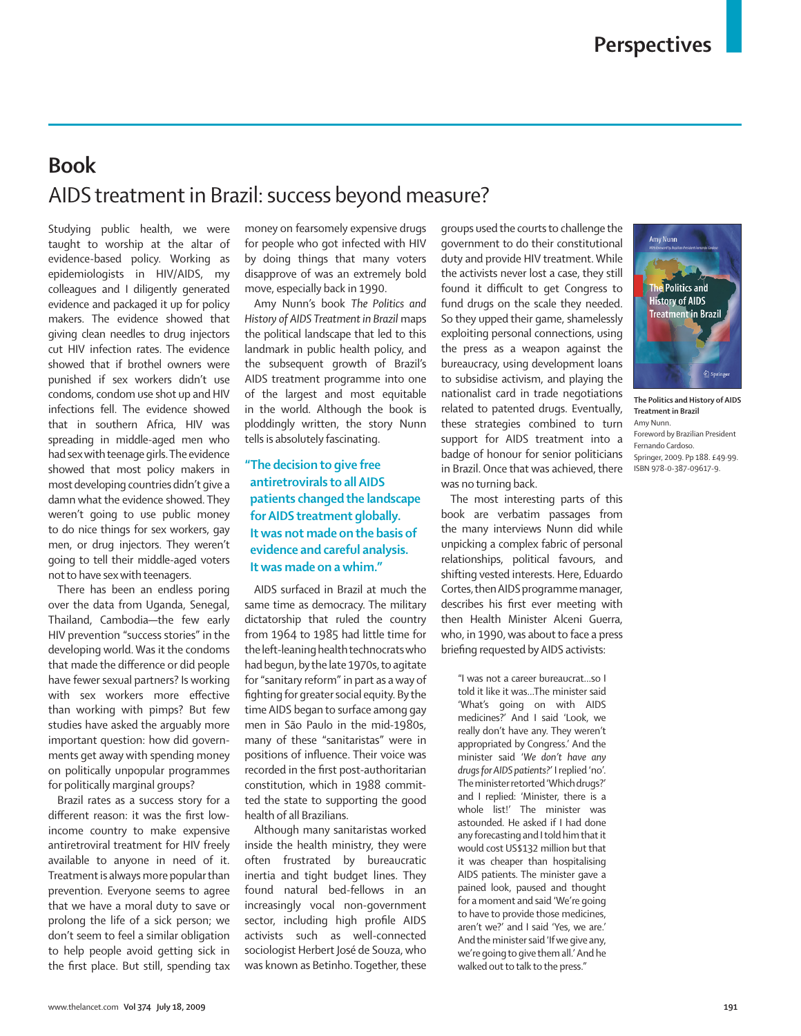# Perspectives

## Book

# AIDS treatment in Brazil: success beyond measure?

Studying public health, we were taught to worship at the altar of evidence-based policy. Working as epidemiologists in HIV/AIDS, my colleagues and I diligently generated evidence and packaged it up for policy makers. The evidence showed that giving clean needles to drug injectors cut HIV infection rates. The evidence showed that if brothel owners were punished if sex workers didn't use condoms, condom use shot up and HIV infections fell. The evidence showed that in southern Africa, HIV was spreading in middle-aged men who had sex with teenage girls. The evidence showed that most policy makers in most developing countries didn't give a damn what the evidence showed. They weren't going to use public money to do nice things for sex workers, gay men, or drug injectors. They weren't going to tell their middle-aged voters not to have sex with teenagers.

There has been an endless poring over the data from Uganda, Senegal, Thailand, Cambodia—the few early HIV prevention "success stories" in the developing world. Was it the condoms that made the difference or did people have fewer sexual partners? Is working with sex workers more effective than working with pimps? But few studies have asked the arguably more important question: how did governments get away with spending money on politically unpopular programmes for politically marginal groups?

Brazil rates as a success story for a different reason: it was the first low-income country to make expensive antiretroviral treatment for HIV freely available to anyone in need of it. Treatment is always more popular than prevention. Everyone seems to agree that we have a moral duty to save or prolong the life of a sick person; we don't seem to feel a similar obligation to help people avoid getting sick in the first place. But still, spending tax money on fearsomely expensive drugs for people who got infected with HIV by doing things that many voters disapprove of was an extremely bold move, especially back in 1990.

Amy Nunn's book *The Politics and History of AIDS Treatment in Brazil* maps the political landscape that led to this landmark in public health policy, and the subsequent growth of Brazil's AIDS treatment programme into one of the largest and most equitable in the world. Although the book is ploddingly written, the story Nunn tells is absolutely fascinating.

> **"The decision to give free antiretrovirals to all AIDS patients changed the landscape for AIDS treatment globally. It was not made on the basis of evidence and careful analysis. It was made on a whim."**

AIDS surfaced in Brazil at much the same time as democracy. The military dictatorship that ruled the country from 1964 to 1985 had little time for the left-leaning health technocrats who had begun, by the late 1970s, to agitate for "sanitary reform" in part as a way of fighting for greater social equity. By the time AIDS began to surface among gay men in São Paulo in the mid-1980s, many of these "sanitaristas" were in positions of influence. Their voice was recorded in the first post-authoritarian constitution, which in 1988 committed the state to supporting the good health of all Brazilians.

Although many sanitaristas worked inside the health ministry, they were often frustrated by bureaucratic inertia and tight budget lines. They found natural bed-fellows in an increasingly vocal non-government sector, including high profile AIDS activists such as well-connected sociologist Herbert José de Souza, who was known as Betinho. Together, these groups used the courts to challenge the government to do their constitutional duty and provide HIV treatment. While the activists never lost a case, they still found it difficult to get Congress to fund drugs on the scale they needed. So they upped their game, shamelessly exploiting personal connections, using the press as a weapon against the bureaucracy, using development loans to subsidise activism, and playing the nationalist card in trade negotiations related to patented drugs. Eventually, these strategies combined to turn support for AIDS treatment into a badge of honour for senior politicians in Brazil. Once that was achieved, there was no turning back.

The most interesting parts of this book are verbatim passages from the many interviews Nunn did while unpicking a complex fabric of personal relationships, political favours, and shifting vested interests. Here, Eduardo Cortes, then AIDS programme manager, describes his first ever meeting with then Health Minister Alceni Guerra, who, in 1990, was about to face a press briefing requested by AIDS activists:

> "I was not a career bureaucrat…so I told it like it was…The minister said 'What's going on with AIDS medicines?' And I said 'Look, we really don't have any. They weren't appropriated by Congress.' And the minister said *'We don't have any drugs for AIDS patients?'* I replied 'no'. The minister retorted 'Which drugs?' and I replied: 'Minister, there is a whole list!' The minister was astounded. He asked if I had done any forecasting and I told him that it would cost US$132 million but that it was cheaper than hospitalising AIDS patients. The minister gave a pained look, paused and thought for a moment and said 'We're going to have to provide those medicines, aren't we?' and I said 'Yes, we are.' And the minister said 'If we give any, we're going to give them all.' And he walked out to talk to the press."

**The Politics and History of AIDS Treatment in Brazil**
Amy Nunn.
Foreword by Brazilian President Fernando Cardoso.
Springer, 2009. Pp 188. £49·99.
ISBN 978-0-387-09617-9.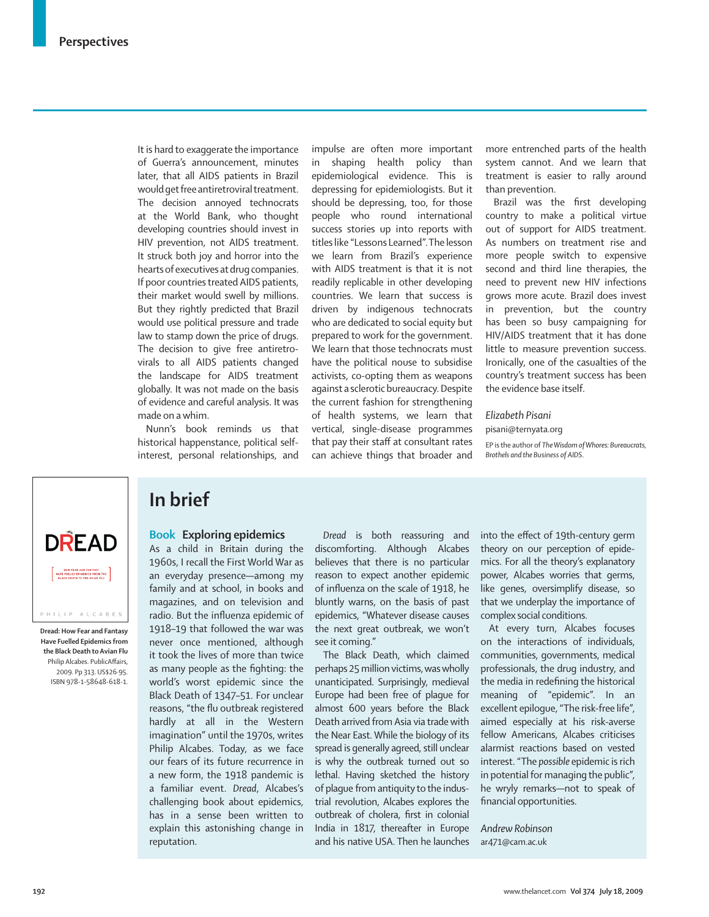It is hard to exaggerate the importance of Guerra's announcement, minutes later, that all AIDS patients in Brazil would get free antiretroviral treatment. The decision annoyed technocrats at the World Bank, who thought developing countries should invest in HIV prevention, not AIDS treatment. It struck both joy and horror into the hearts of executives at drug companies. If poor countries treated AIDS patients, their market would swell by millions. But they rightly predicted that Brazil would use political pressure and trade law to stamp down the price of drugs. The decision to give free antiretrovirals to all AIDS patients changed the landscape for AIDS treatment globally. It was not made on the basis of evidence and careful analysis. It was made on a whim.

Nunn's book reminds us that historical happenstance, political self-interest, personal relationships, and impulse are often more important in shaping health policy than epidemiological evidence. This is depressing for epidemiologists. But it should be depressing, too, for those people who round international success stories up into reports with titles like "Lessons Learned". The lesson we learn from Brazil's experience with AIDS treatment is that it is not readily replicable in other developing countries. We learn that success is driven by indigenous technocrats who are dedicated to social equity but prepared to work for the government. We learn that those technocrats must have the political nouse to subsidise activists, co-opting them as weapons against a sclerotic bureaucracy. Despite the current fashion for strengthening of health systems, we learn that vertical, single-disease programmes that pay their staff at consultant rates can achieve things that broader and more entrenched parts of the health system cannot. And we learn that treatment is easier to rally around than prevention.

Brazil was the first developing country to make a political virtue out of support for AIDS treatment. As numbers on treatment rise and more people switch to expensive second and third line therapies, the need to prevent new HIV infections grows more acute. Brazil does invest in prevention, but the country has been so busy campaigning for HIV/AIDS treatment that it has done little to measure prevention success. Ironically, one of the casualties of the country's treatment success has been the evidence base itself.

*Elizabeth Pisani*
pisani@ternyata.org

EP is the author of *The Wisdom of Whores: Bureaucrats, Brothels and the Business of AIDS*.

## In brief

**Dread: How Fear and Fantasy Have Fuelled Epidemics from the Black Death to Avian Flu**
Philip Alcabes. PublicAffairs, 2009. Pp 313. US$26·95. ISBN 978-1-58648-618-1.

### Book Exploring epidemics

As a child in Britain during the 1960s, I recall the First World War as an everyday presence—among my family and at school, in books and magazines, and on television and radio. But the influenza epidemic of 1918–19 that followed the war was never once mentioned, although it took the lives of more than twice as many people as the fighting: the world's worst epidemic since the Black Death of 1347–51. For unclear reasons, "the flu outbreak registered hardly at all in the Western imagination" until the 1970s, writes Philip Alcabes. Today, as we face our fears of its future recurrence in a new form, the 1918 pandemic is a familiar event. *Dread*, Alcabes's challenging book about epidemics, has in a sense been written to explain this astonishing change in reputation.

*Dread* is both reassuring and discomforting. Although Alcabes believes that there is no particular reason to expect another epidemic of influenza on the scale of 1918, he bluntly warns, on the basis of past epidemics, "Whatever disease causes the next great outbreak, we won't see it coming."

The Black Death, which claimed perhaps 25 million victims, was wholly unanticipated. Surprisingly, medieval Europe had been free of plague for almost 600 years before the Black Death arrived from Asia via trade with the Near East. While the biology of its spread is generally agreed, still unclear is why the outbreak turned out so lethal. Having sketched the history of plague from antiquity to the industrial revolution, Alcabes explores the outbreak of cholera, first in colonial India in 1817, thereafter in Europe and his native USA. Then he launches into the effect of 19th-century germ theory on our perception of epidemics. For all the theory's explanatory power, Alcabes worries that germs, like genes, oversimplify disease, so that we underplay the importance of complex social conditions.

At every turn, Alcabes focuses on the interactions of individuals, communities, governments, medical professionals, the drug industry, and the media in redefining the historical meaning of "epidemic". In an excellent epilogue, "The risk-free life", aimed especially at his risk-averse fellow Americans, Alcabes criticises alarmist reactions based on vested interest. "The *possible* epidemic is rich in potential for managing the public", he wryly remarks—not to speak of financial opportunities.

*Andrew Robinson*
ar471@cam.ac.uk